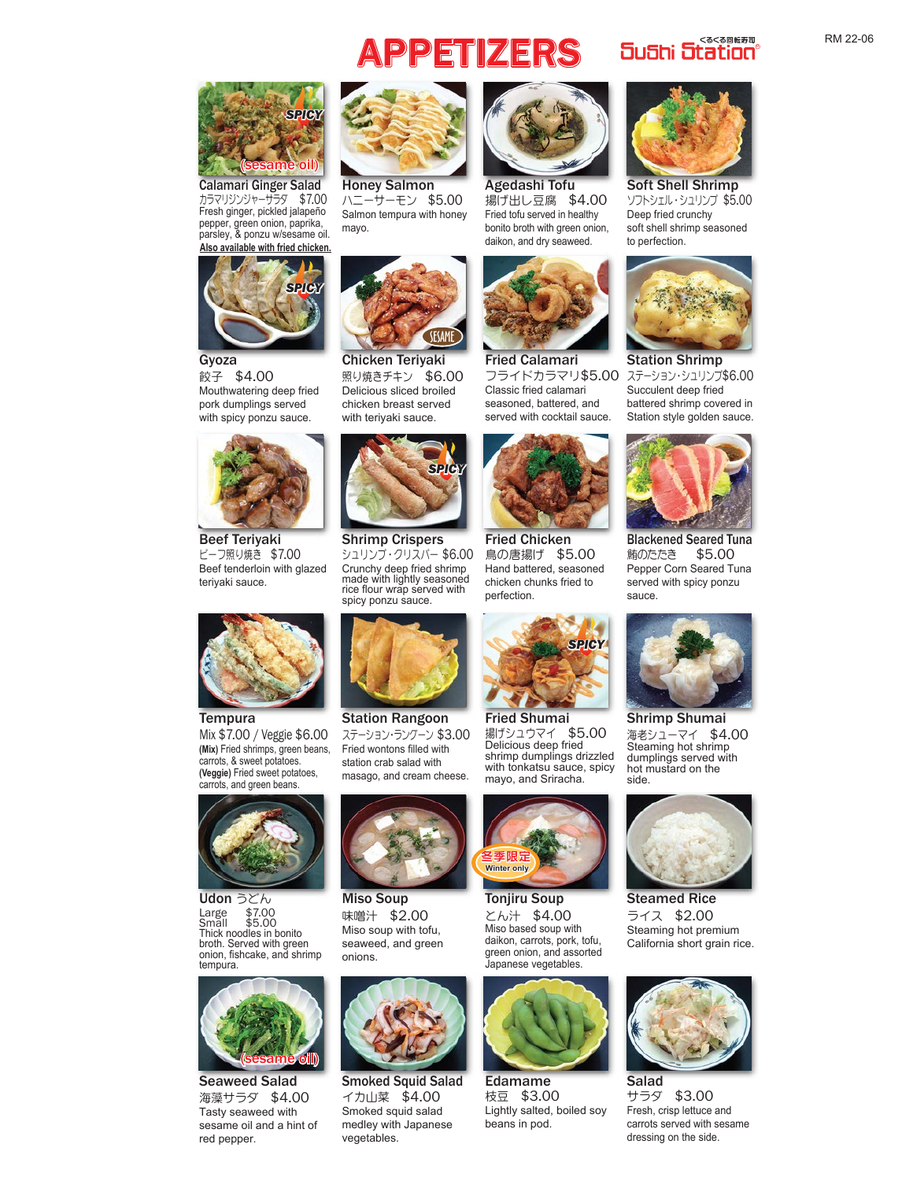# APPETIZERS

Sushi Station くるくる回転寿司

RM 22-06

### Calamari Ginger Salad
SPICY (sesame oil)

カラマリジンジャーサラダ $7.00

Fresh ginger, pickled jalapeño pepper, green onion, paprika, parsley, & ponzu w/sesame oil.

**Also available with fried chicken.**

### Honey Salmon
ハニーサーモン $5.00

Salmon tempura with honey mayo.

### Agedashi Tofu
揚げ出し豆腐 $4.00

Fried tofu served in healthy bonito broth with green onion, daikon, and dry seaweed.

### Soft Shell Shrimp
ソフトシェル・シュリンプ $5.00

Deep fried crunchy soft shell shrimp seasoned to perfection.

### Gyoza
SPICY

餃子 $4.00

Mouthwatering deep fried pork dumplings served with spicy ponzu sauce.

### Chicken Teriyaki
SESAME

照り焼きチキン $6.00

Delicious sliced broiled chicken breast served with teriyaki sauce.

### Fried Calamari
フライドカラマリ $5.00

Classic fried calamari seasoned, battered, and served with cocktail sauce.

### Station Shrimp
ステーション・シュリンプ $6.00

Succulent deep fried battered shrimp covered in Station style golden sauce.

### Beef Teriyaki
ビーフ照り焼き $7.00

Beef tenderloin with glazed teriyaki sauce.

### Shrimp Crispers
SPICY

シュリンプ・クリスパー $6.00

Crunchy deep fried shrimp made with lightly seasoned rice flour wrap served with spicy ponzu sauce.

### Fried Chicken
鳥の唐揚げ $5.00

Hand battered, seasoned chicken chunks fried to perfection.

### Blackened Seared Tuna
鮪のたたき $5.00

Pepper Corn Seared Tuna served with spicy ponzu sauce.

### Tempura
Mix $7.00 / Veggie $6.00

**(Mix)** Fried shrimps, green beans, carrots, & sweet potatoes.
**(Veggie)** Fried sweet potatoes, carrots, and green beans.

### Station Rangoon
ステーション・ラングーン $3.00

Fried wontons filled with station crab salad with masago, and cream cheese.

### Fried Shumai
SPICY

揚げシュウマイ $5.00

Delicious deep fried shrimp dumplings drizzled with tonkatsu sauce, spicy mayo, and Sriracha.

### Shrimp Shumai
海老シューマイ $4.00

Steaming hot shrimp dumplings served with hot mustard on the side.

### Udon うどん
Large $7.00
Small $5.00

Thick noodles in bonito broth. Served with green onion, fishcake, and shrimp tempura.

### Miso Soup
味噌汁 $2.00

Miso soup with tofu, seaweed, and green onions.

### Tonjiru Soup
冬季限定 Winter only

とん汁 $4.00

Miso based soup with daikon, carrots, pork, tofu, green onion, and assorted Japanese vegetables.

### Steamed Rice
ライス $2.00

Steaming hot premium California short grain rice.

### Seaweed Salad
(sesame oil)

海藻サラダ $4.00

Tasty seaweed with sesame oil and a hint of red pepper.

### Smoked Squid Salad
イカ山菜 $4.00

Smoked squid salad medley with Japanese vegetables.

### Edamame
枝豆 $3.00

Lightly salted, boiled soy beans in pod.

### Salad
サラダ $3.00

Fresh, crisp lettuce and carrots served with sesame dressing on the side.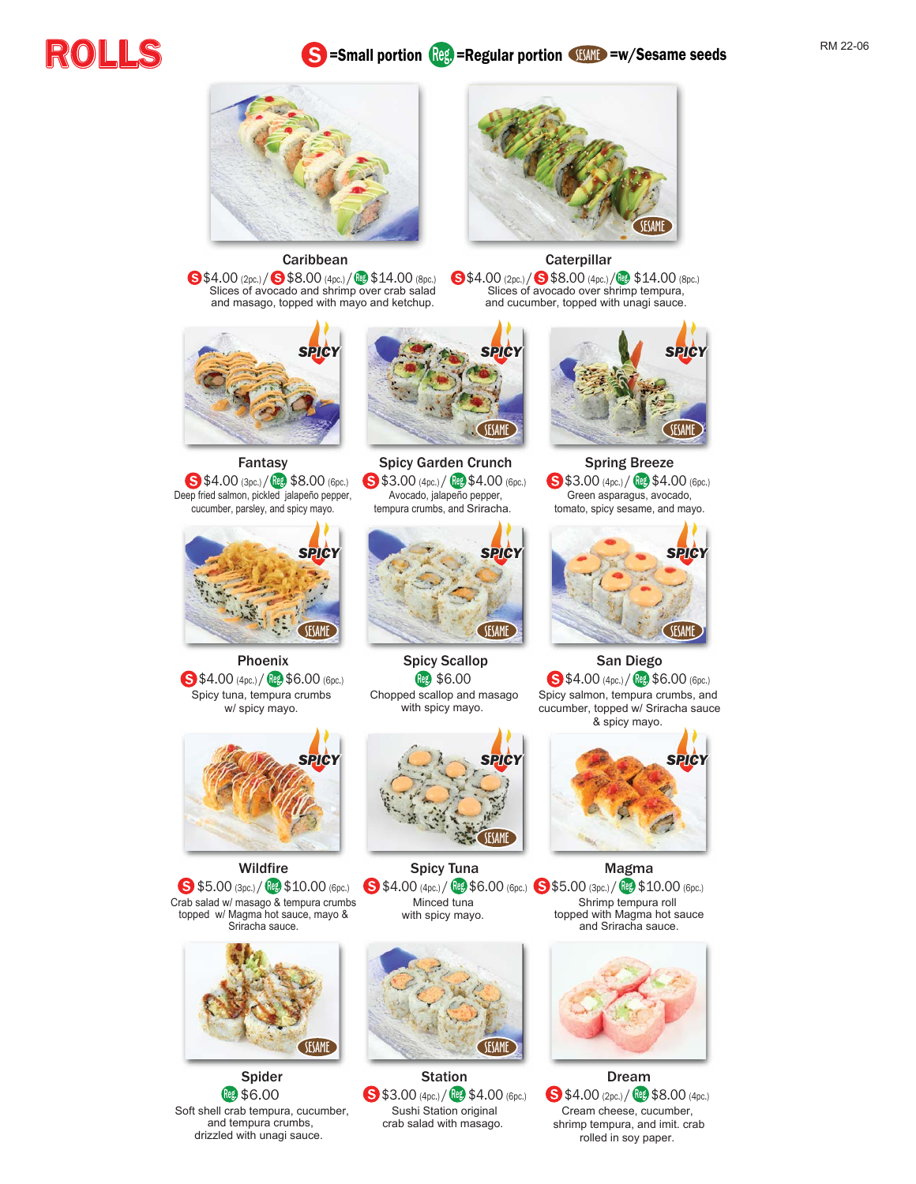# ROLLS

S =Small portion Reg. =Regular portion SESAME =w/Sesame seeds

RM 22-06

### Caribbean
S $4.00 (2pc.) / S $8.00 (4pc.) / Reg. $14.00 (8pc.)
Slices of avocado and shrimp over crab salad and masago, topped with mayo and ketchup.

### Caterpillar
SESAME
S $4.00 (2pc.) / S $8.00 (4pc.) / Reg. $14.00 (8pc.)
Slices of avocado over shrimp tempura, and cucumber, topped with unagi sauce.

### Fantasy
SPICY
S $4.00 (3pc.) / Reg. $8.00 (6pc.)
Deep fried salmon, pickled jalapeño pepper, cucumber, parsley, and spicy mayo.

### Spicy Garden Crunch
SPICY SESAME
S $3.00 (4pc.) / Reg. $4.00 (6pc.)
Avocado, jalapeño pepper, tempura crumbs, and Sriracha.

### Spring Breeze
SPICY SESAME
S $3.00 (4pc.) / Reg. $4.00 (6pc.)
Green asparagus, avocado, tomato, spicy sesame, and mayo.

### Phoenix
SPICY SESAME
S $4.00 (4pc.) / Reg. $6.00 (6pc.)
Spicy tuna, tempura crumbs w/ spicy mayo.

### Spicy Scallop
SPICY SESAME
Reg. $6.00
Chopped scallop and masago with spicy mayo.

### San Diego
SPICY SESAME
S $4.00 (4pc.) / Reg. $6.00 (6pc.)
Spicy salmon, tempura crumbs, and cucumber, topped w/ Sriracha sauce & spicy mayo.

### Wildfire
SPICY
S $5.00 (3pc.) / Reg. $10.00 (6pc.)
Crab salad w/ masago & tempura crumbs topped w/ Magma hot sauce, mayo & Sriracha sauce.

### Spicy Tuna
SPICY SESAME
S $4.00 (4pc.) / Reg. $6.00 (6pc.)
Minced tuna with spicy mayo.

### Magma
SPICY
S $5.00 (3pc.) / Reg. $10.00 (6pc.)
Shrimp tempura roll topped with Magma hot sauce and Sriracha sauce.

### Spider
SESAME
Reg. $6.00
Soft shell crab tempura, cucumber, and tempura crumbs, drizzled with unagi sauce.

### Station
SESAME
S $3.00 (4pc.) / Reg. $4.00 (6pc.)
Sushi Station original crab salad with masago.

### Dream
S $4.00 (2pc.) / Reg. $8.00 (4pc.)
Cream cheese, cucumber, shrimp tempura, and imit. crab rolled in soy paper.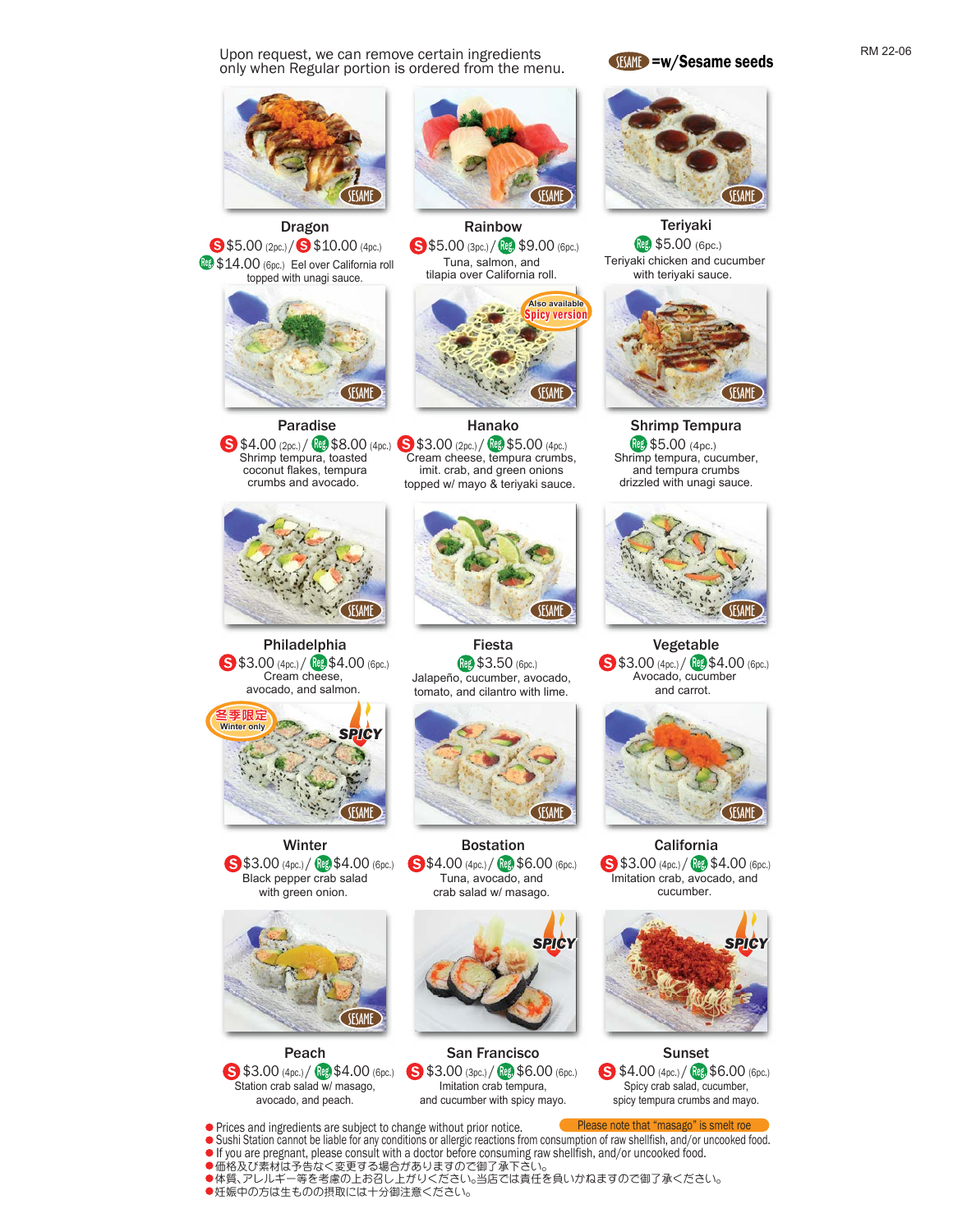Upon request, we can remove certain ingredients only when Regular portion is ordered from the menu.

SESAME =w/Sesame seeds

### Dragon

S $5.00 (2pc.) / S $10.00 (4pc.)
Reg. $14.00 (6pc.) Eel over California roll topped with unagi sauce.

### Rainbow

S $5.00 (3pc.) / Reg. $9.00 (6pc.)
Tuna, salmon, and tilapia over California roll.

### Teriyaki

Reg. $5.00 (6pc.)
Teriyaki chicken and cucumber with teriyaki sauce.

### Paradise

S $4.00 (2pc.) / Reg. $8.00 (4pc.)
Shrimp tempura, toasted coconut flakes, tempura crumbs and avocado.

### Hanako

Also available Spicy version

S $3.00 (2pc.) / Reg. $5.00 (4pc.)
Cream cheese, tempura crumbs, imit. crab, and green onions topped w/ mayo & teriyaki sauce.

### Shrimp Tempura

Reg. $5.00 (4pc.)
Shrimp tempura, cucumber, and tempura crumbs drizzled with unagi sauce.

### Philadelphia

S $3.00 (4pc.) / Reg. $4.00 (6pc.)
Cream cheese, avocado, and salmon.

### Fiesta

Reg. $3.50 (6pc.)
Jalapeño, cucumber, avocado, tomato, and cilantro with lime.

### Vegetable

S $3.00 (4pc.) / Reg. $4.00 (6pc.)
Avocado, cucumber and carrot.

### Winter

冬季限定 Winter only — SPICY

S $3.00 (4pc.) / Reg. $4.00 (6pc.)
Black pepper crab salad with green onion.

### Bostation

S $4.00 (4pc.) / Reg. $6.00 (6pc.)
Tuna, avocado, and crab salad w/ masago.

### California

S $3.00 (4pc.) / Reg. $4.00 (6pc.)
Imitation crab, avocado, and cucumber.

### Peach

S $3.00 (4pc.) / Reg. $4.00 (6pc.)
Station crab salad w/ masago, avocado, and peach.

### San Francisco

SPICY

S $3.00 (3pc.) / Reg. $6.00 (6pc.)
Imitation crab tempura, and cucumber with spicy mayo.

### Sunset

SPICY

S $4.00 (4pc.) / Reg. $6.00 (6pc.)
Spicy crab salad, cucumber, spicy tempura crumbs and mayo.

- Prices and ingredients are subject to change without prior notice.
- Please note that "masago" is smelt roe
- Sushi Station cannot be liable for any conditions or allergic reactions from consumption of raw shellfish, and/or uncooked food.
- If you are pregnant, please consult with a doctor before consuming raw shellfish, and/or uncooked food.
- 価格及び素材は予告なく変更する場合がありますので御了承下さい。
- 体質、アレルギー等を考慮の上お召し上がりください。当店では責任を負いかねますので御了承ください。
- 妊娠中の方は生ものの摂取には十分御注意ください。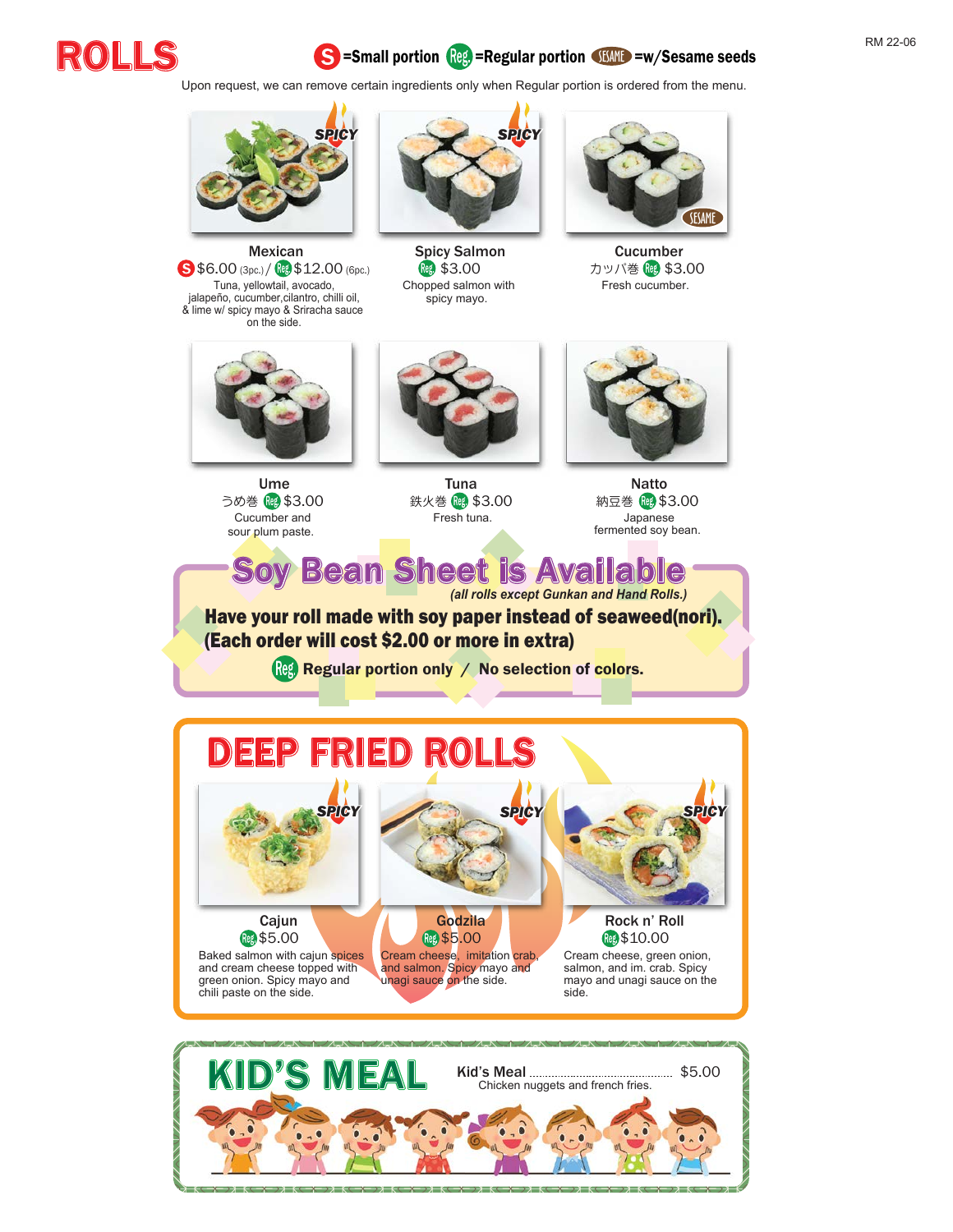# ROLLS

**S** =Small portion **Reg.** =Regular portion **SESAME** =w/Sesame seeds

Upon request, we can remove certain ingredients only when Regular portion is ordered from the menu.

SPICY

**Mexican**
S $6.00 (3pc.) / Reg. $12.00 (6pc.)
Tuna, yellowtail, avocado, jalapeño, cucumber,cilantro, chilli oil, & lime w/ spicy mayo & Sriracha sauce on the side.

SPICY

**Spicy Salmon**
Reg. $3.00
Chopped salmon with spicy mayo.

SESAME

**Cucumber**
カッパ巻 Reg. $3.00
Fresh cucumber.

**Ume**
うめ巻 Reg. $3.00
Cucumber and sour plum paste.

**Tuna**
鉄火巻 Reg. $3.00
Fresh tuna.

**Natto**
納豆巻 Reg. $3.00
Japanese fermented soy bean.

## Soy Bean Sheet is Available

*(all rolls except Gunkan and Hand Rolls.)*

**Have your roll made with soy paper instead of seaweed(nori).**
**(Each order will cost $2.00 or more in extra)**

**Reg. Regular portion only / No selection of colors.**

## DEEP FRIED ROLLS

SPICY

**Cajun**
Reg. $5.00
Baked salmon with cajun spices and cream cheese topped with green onion. Spicy mayo and chili paste on the side.

SPICY

**Godzila**
Reg. $5.00
Cream cheese, imitation crab, and salmon. Spicy mayo and unagi sauce on the side.

SPICY

**Rock n' Roll**
Reg. $10.00
Cream cheese, green onion, salmon, and im. crab. Spicy mayo and unagi sauce on the side.

## KID'S MEAL

**Kid's Meal** .............................................. $5.00
Chicken nuggets and french fries.